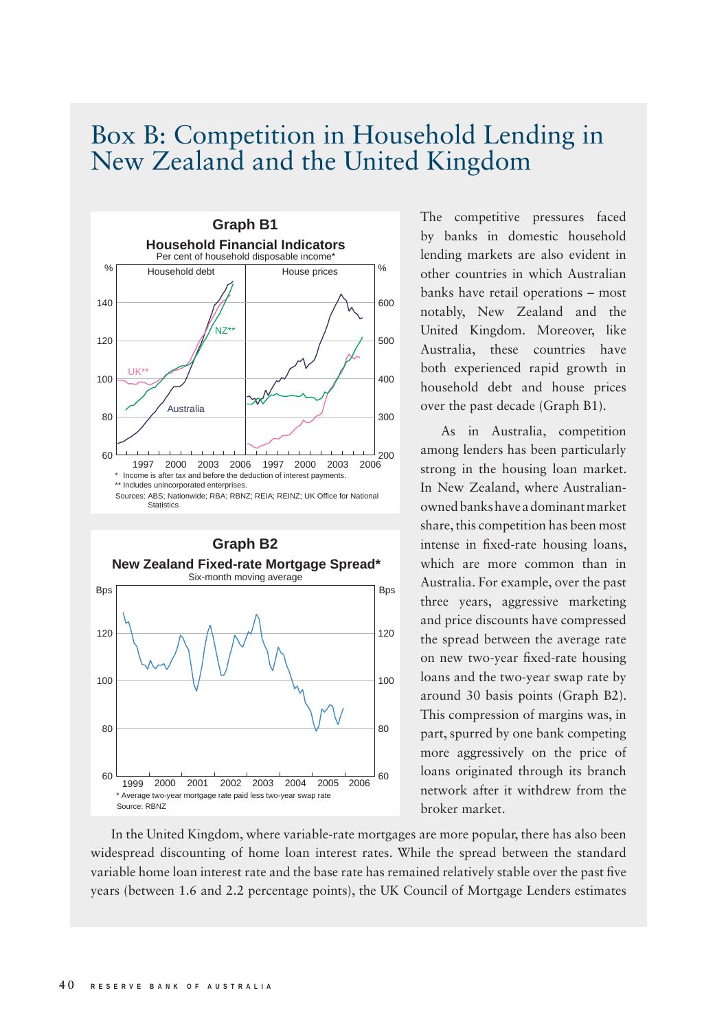# Box B: Competition in Household Lending in New Zealand and the United Kingdom

**Graph B1**

**Household Financial Indicators**

Per cent of household disposable income*

\* Income is after tax and before the deduction of interest payments.

\*\* Includes unincorporated enterprises.

Sources: ABS; Nationwide; RBA; RBNZ; REIA; REINZ; UK Office for National Statistics

**Graph B2**

**New Zealand Fixed-rate Mortgage Spread***

Six-month moving average

\* Average two-year mortgage rate paid less two-year swap rate

Source: RBNZ

The competitive pressures faced by banks in domestic household lending markets are also evident in other countries in which Australian banks have retail operations – most notably, New Zealand and the United Kingdom. Moreover, like Australia, these countries have both experienced rapid growth in household debt and house prices over the past decade (Graph B1).

As in Australia, competition among lenders has been particularly strong in the housing loan market. In New Zealand, where Australian-owned banks have a dominant market share, this competition has been most intense in fixed-rate housing loans, which are more common than in Australia. For example, over the past three years, aggressive marketing and price discounts have compressed the spread between the average rate on new two-year fixed-rate housing loans and the two-year swap rate by around 30 basis points (Graph B2). This compression of margins was, in part, spurred by one bank competing more aggressively on the price of loans originated through its branch network after it withdrew from the broker market.

In the United Kingdom, where variable-rate mortgages are more popular, there has also been widespread discounting of home loan interest rates. While the spread between the standard variable home loan interest rate and the base rate has remained relatively stable over the past five years (between 1.6 and 2.2 percentage points), the UK Council of Mortgage Lenders estimates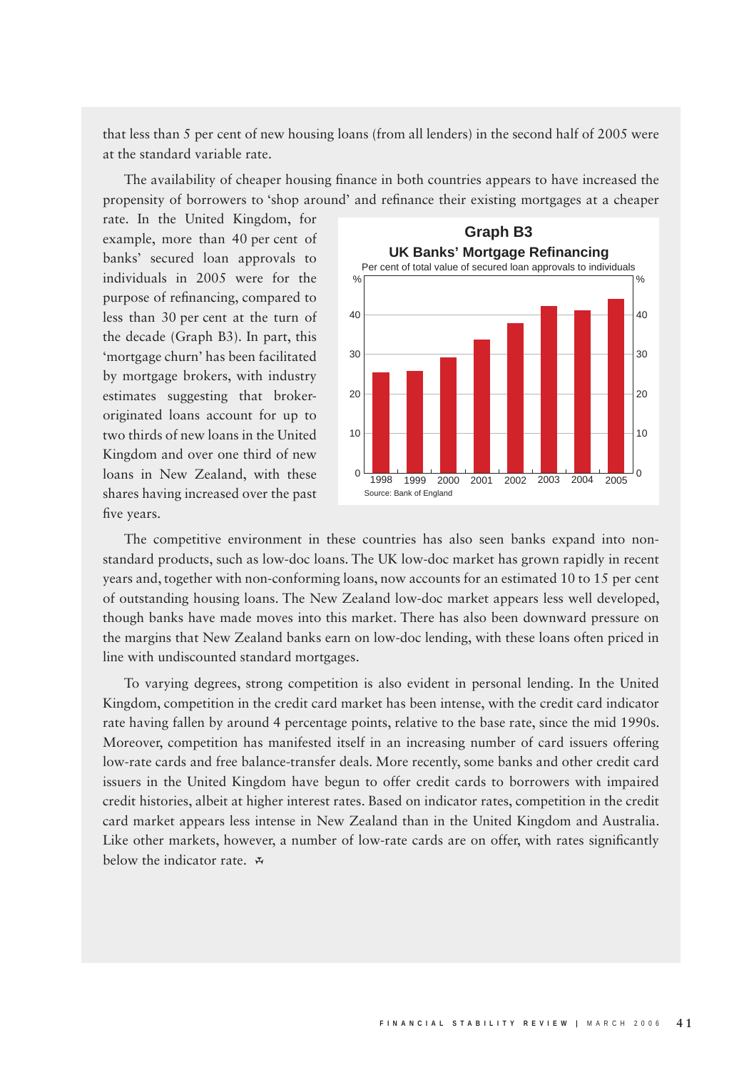that less than 5 per cent of new housing loans (from all lenders) in the second half of 2005 were at the standard variable rate.

The availability of cheaper housing finance in both countries appears to have increased the propensity of borrowers to 'shop around' and refinance their existing mortgages at a cheaper rate. In the United Kingdom, for example, more than 40 per cent of banks' secured loan approvals to individuals in 2005 were for the purpose of refinancing, compared to less than 30 per cent at the turn of the decade (Graph B3). In part, this 'mortgage churn' has been facilitated by mortgage brokers, with industry estimates suggesting that broker-originated loans account for up to two thirds of new loans in the United Kingdom and over one third of new loans in New Zealand, with these shares having increased over the past five years.

**Graph B3**

**UK Banks' Mortgage Refinancing**

Per cent of total value of secured loan approvals to individuals

%
40
30
20
10
0
1998 1999 2000 2001 2002 2003 2004 2005

Source: Bank of England

The competitive environment in these countries has also seen banks expand into non-standard products, such as low-doc loans. The UK low-doc market has grown rapidly in recent years and, together with non-conforming loans, now accounts for an estimated 10 to 15 per cent of outstanding housing loans. The New Zealand low-doc market appears less well developed, though banks have made moves into this market. There has also been downward pressure on the margins that New Zealand banks earn on low-doc lending, with these loans often priced in line with undiscounted standard mortgages.

To varying degrees, strong competition is also evident in personal lending. In the United Kingdom, competition in the credit card market has been intense, with the credit card indicator rate having fallen by around 4 percentage points, relative to the base rate, since the mid 1990s. Moreover, competition has manifested itself in an increasing number of card issuers offering low-rate cards and free balance-transfer deals. More recently, some banks and other credit card issuers in the United Kingdom have begun to offer credit cards to borrowers with impaired credit histories, albeit at higher interest rates. Based on indicator rates, competition in the credit card market appears less intense in New Zealand than in the United Kingdom and Australia. Like other markets, however, a number of low-rate cards are on offer, with rates significantly below the indicator rate.